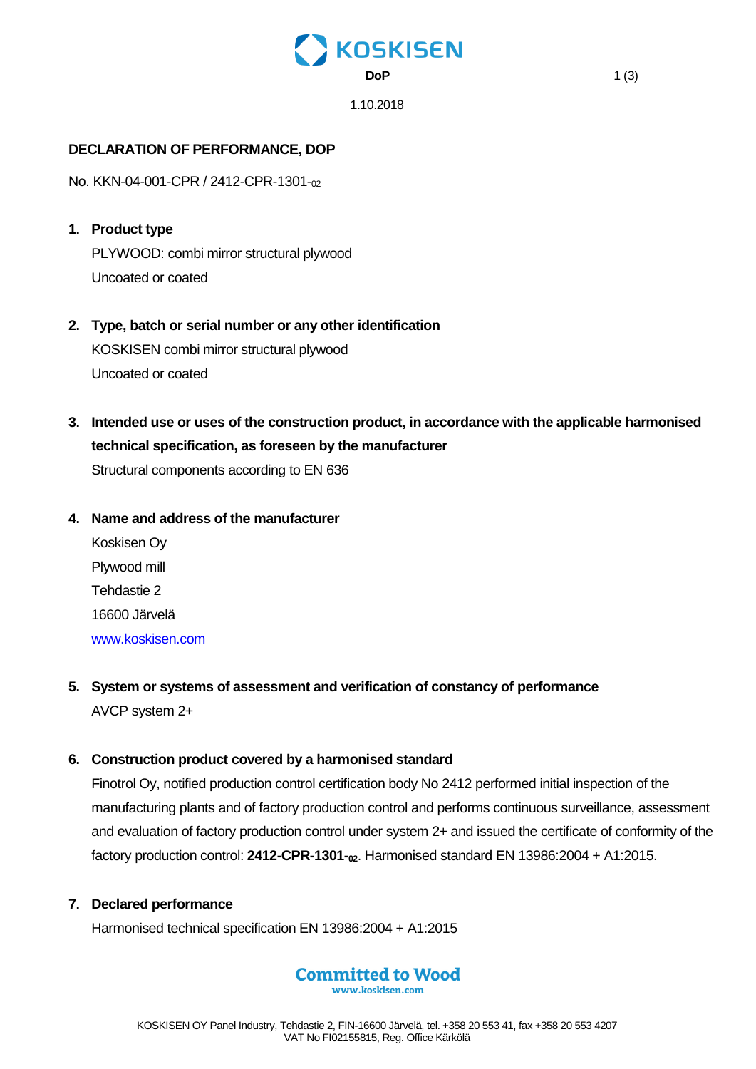DoP

1.10.2018

## DECLARATION OF PERFORMANCE, DOP

No. KKN-04-001-CPR / 2412-CPR-1301-02

1. **Product type**

   PLYWOOD: combi mirror structural plywood

   Uncoated or coated

2. **Type, batch or serial number or any other identification**

   KOSKISEN combi mirror structural plywood

   Uncoated or coated

3. **Intended use or uses of the construction product, in accordance with the applicable harmonised technical specification, as foreseen by the manufacturer**

   Structural components according to EN 636

4. **Name and address of the manufacturer**

   Koskisen Oy

   Plywood mill

   Tehdastie 2

   16600 Järvelä

   www.koskisen.com

5. **System or systems of assessment and verification of constancy of performance**

   AVCP system 2+

6. **Construction product covered by a harmonised standard**

   Finotrol Oy, notified production control certification body No 2412 performed initial inspection of the manufacturing plants and of factory production control and performs continuous surveillance, assessment and evaluation of factory production control under system 2+ and issued the certificate of conformity of the factory production control: **2412-CPR-1301-02**. Harmonised standard EN 13986:2004 + A1:2015.

7. **Declared performance**

   Harmonised technical specification EN 13986:2004 + A1:2015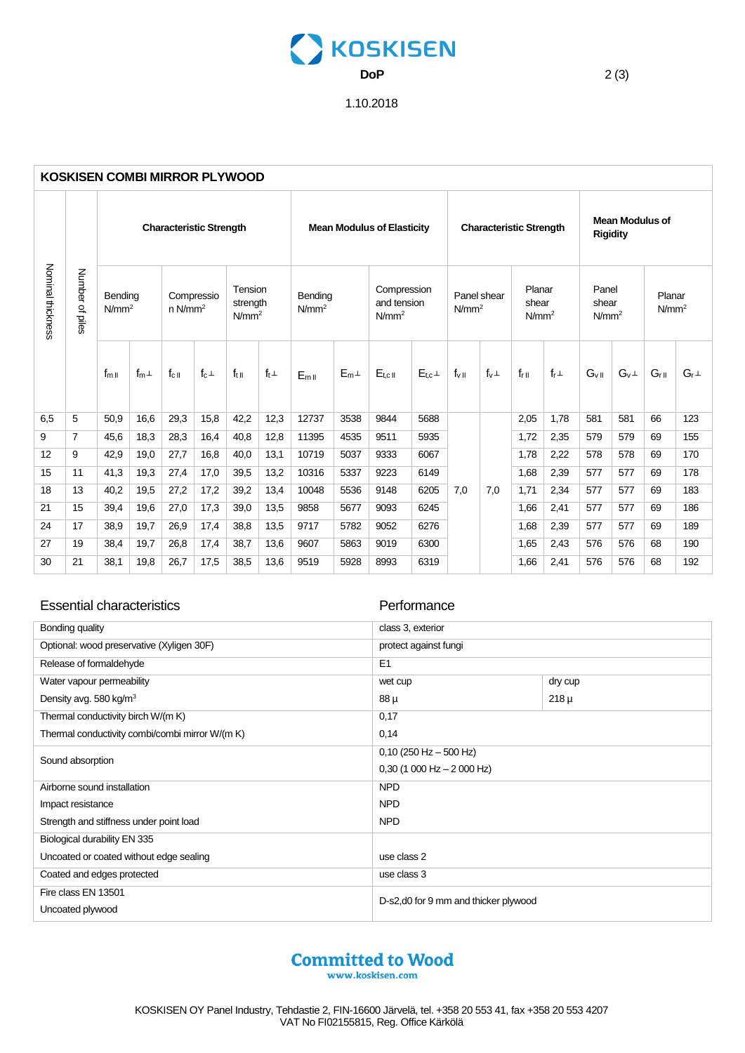DoP

1.10.2018

## KOSKISEN COMBI MIRROR PLYWOOD

| Nominal thickness | Number of plies | Characteristic Strength | | | | | | Mean Modulus of Elasticity | | | | Characteristic Strength | | | | Mean Modulus of Rigidity | | | |
|---|---|---|---|---|---|---|---|---|---|---|---|---|---|---|---|---|---|---|---|
| | | Bending $N/mm^2$ | | Compression $N/mm^2$ | | Tension strength $N/mm^2$ | | Bending $N/mm^2$ | | Compression and tension $N/mm^2$ | | Panel shear $N/mm^2$ | | Planar shear $N/mm^2$ | | Panel shear $N/mm^2$ | | Planar $N/mm^2$ | |
| | | $f_{m\parallel}$ | $f_{m\perp}$ | $f_{c\parallel}$ | $f_{c\perp}$ | $f_{t\parallel}$ | $f_{t\perp}$ | $E_{m\parallel}$ | $E_{m\perp}$ | $E_{t,c\parallel}$ | $E_{t,c\perp}$ | $f_{v\parallel}$ | $f_{v\perp}$ | $f_{r\parallel}$ | $f_{r\perp}$ | $G_{v\parallel}$ | $G_{v\perp}$ | $G_{r\parallel}$ | $G_{r\perp}$ |
| 6,5 | 5 | 50,9 | 16,6 | 29,3 | 15,8 | 42,2 | 12,3 | 12737 | 3538 | 9844 | 5688 | | | 2,05 | 1,78 | 581 | 581 | 66 | 123 |
| 9 | 7 | 45,6 | 18,3 | 28,3 | 16,4 | 40,8 | 12,8 | 11395 | 4535 | 9511 | 5935 | | | 1,72 | 2,35 | 579 | 579 | 69 | 155 |
| 12 | 9 | 42,9 | 19,0 | 27,7 | 16,8 | 40,0 | 13,1 | 10719 | 5037 | 9333 | 6067 | | | 1,78 | 2,22 | 578 | 578 | 69 | 170 |
| 15 | 11 | 41,3 | 19,3 | 27,4 | 17,0 | 39,5 | 13,2 | 10316 | 5337 | 9223 | 6149 | | | 1,68 | 2,39 | 577 | 577 | 69 | 178 |
| 18 | 13 | 40,2 | 19,5 | 27,2 | 17,2 | 39,2 | 13,4 | 10048 | 5536 | 9148 | 6205 | 7,0 | 7,0 | 1,71 | 2,34 | 577 | 577 | 69 | 183 |
| 21 | 15 | 39,4 | 19,6 | 27,0 | 17,3 | 39,0 | 13,5 | 9858 | 5677 | 9093 | 6245 | | | 1,66 | 2,41 | 577 | 577 | 69 | 186 |
| 24 | 17 | 38,9 | 19,7 | 26,9 | 17,4 | 38,8 | 13,5 | 9717 | 5782 | 9052 | 6276 | | | 1,68 | 2,39 | 577 | 577 | 69 | 189 |
| 27 | 19 | 38,4 | 19,7 | 26,8 | 17,4 | 38,7 | 13,6 | 9607 | 5863 | 9019 | 6300 | | | 1,65 | 2,43 | 576 | 576 | 68 | 190 |
| 30 | 21 | 38,1 | 19,8 | 26,7 | 17,5 | 38,5 | 13,6 | 9519 | 5928 | 8993 | 6319 | | | 1,66 | 2,41 | 576 | 576 | 68 | 192 |

| Essential characteristics | Performance | |
|---|---|---|
| Bonding quality | class 3, exterior | |
| Optional: wood preservative (Xyligen 30F) | protect against fungi | |
| Release of formaldehyde | E1 | |
| Water vapour permeability | wet cup | dry cup |
| Density avg. 580 $kg/m^3$ | 88 µ | 218 µ |
| Thermal conductivity birch W/(m K) | 0,17 | |
| Thermal conductivity combi/combi mirror W/(m K) | 0,14 | |
| Sound absorption | 0,10 (250 Hz – 500 Hz)<br>0,30 (1 000 Hz – 2 000 Hz) | |
| Airborne sound installation | NPD | |
| Impact resistance | NPD | |
| Strength and stiffness under point load | NPD | |
| Biological durability EN 335 | | |
| Uncoated or coated without edge sealing | use class 2 | |
| Coated and edges protected | use class 3 | |
| Fire class EN 13501<br>Uncoated plywood | D-s2,d0 for 9 mm and thicker plywood | |

**Committed to Wood**
www.koskisen.com

KOSKISEN OY Panel Industry, Tehdastie 2, FIN-16600 Järvelä, tel. +358 20 553 41, fax +358 20 553 4207
VAT No FI02155815, Reg. Office Kärkölä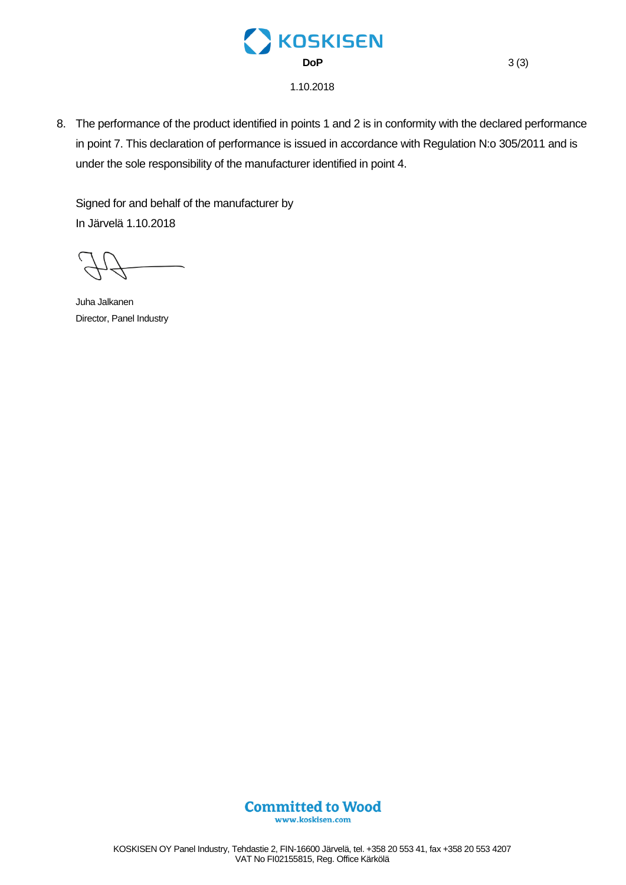8. The performance of the product identified in points 1 and 2 is in conformity with the declared performance in point 7. This declaration of performance is issued in accordance with Regulation N:o 305/2011 and is under the sole responsibility of the manufacturer identified in point 4.

Signed for and behalf of the manufacturer by
In Järvelä 1.10.2018

Juha Jalkanen
Director, Panel Industry

Committed to Wood
www.koskisen.com

KOSKISEN OY Panel Industry, Tehdastie 2, FIN-16600 Järvelä, tel. +358 20 553 41, fax +358 20 553 4207
VAT No FI02155815, Reg. Office Kärkölä